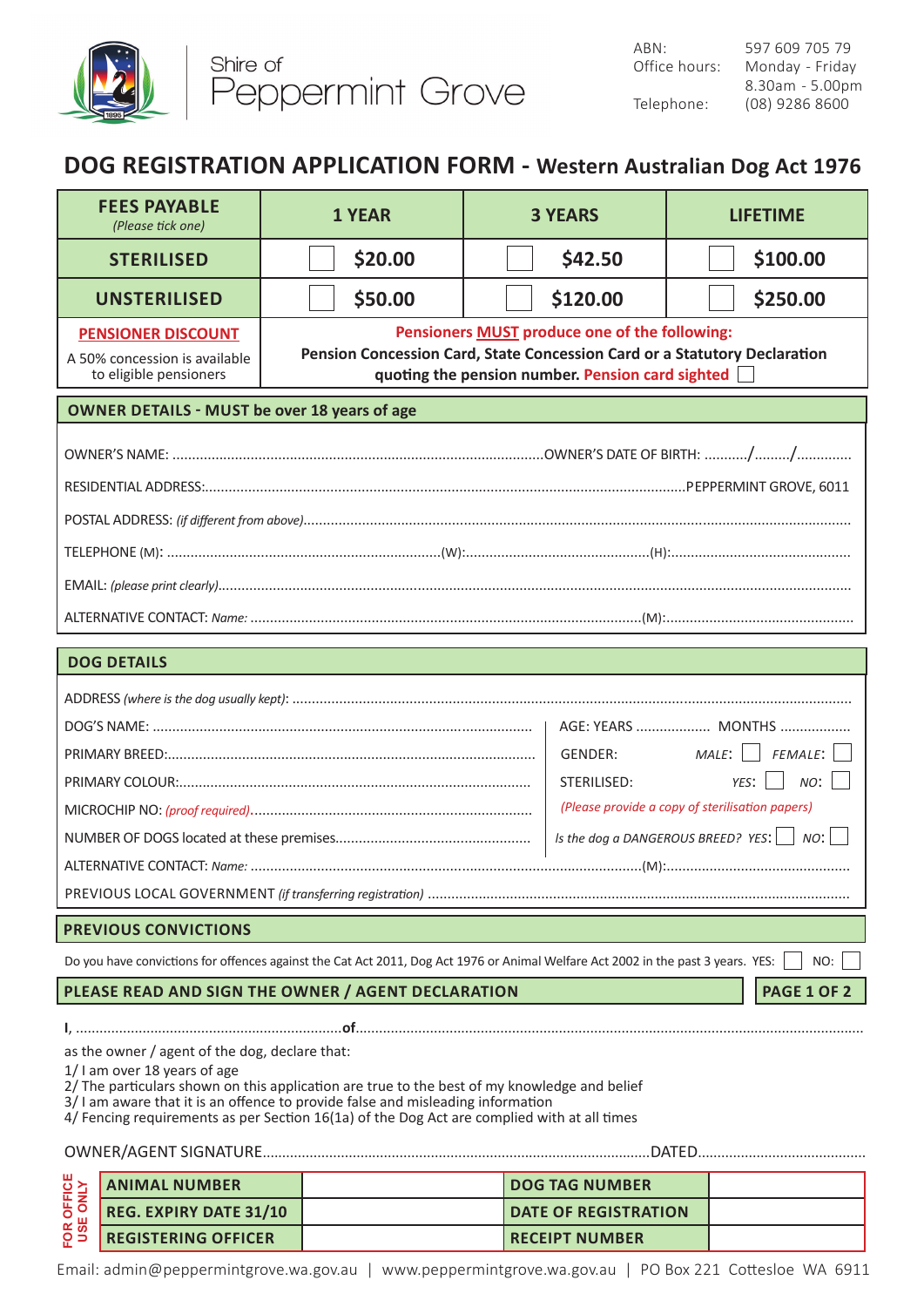Shire of Peppermint Grove

ABN: 597 609 705 79
Office hours: Monday - Friday 8.30am - 5.00pm
Telephone: (08) 9286 8600

# DOG REGISTRATION APPLICATION FORM - Western Australian Dog Act 1976

| FEES PAYABLE *(Please tick one)* | 1 YEAR | 3 YEARS | LIFETIME |
|---|---|---|---|
| STERILISED | ☐ $20.00 | ☐ $42.50 | ☐ $100.00 |
| UNSTERILISED | ☐ $50.00 | ☐ $120.00 | ☐ $250.00 |
| **PENSIONER DISCOUNT** A 50% concession is available to eligible pensioners | Pensioners **MUST** produce one of the following: **Pension Concession Card, State Concession Card or a Statutory Declaration quoting the pension number.** Pension card sighted ☐ | | |

## OWNER DETAILS - MUST be over 18 years of age

OWNER'S NAME: .................................................. OWNER'S DATE OF BIRTH: ........../........./............

RESIDENTIAL ADDRESS: .................................................. PEPPERMINT GROVE, 6011

POSTAL ADDRESS: *(if different from above)* ..................................................

TELEPHONE (M): .................................... (W): .................................... (H): ....................................

EMAIL: *(please print clearly)* ..................................................

ALTERNATIVE CONTACT: *Name:* .................................................. (M): ....................................

## DOG DETAILS

ADDRESS *(where is the dog usually kept)*: ..................................................

DOG'S NAME: .................................................. AGE: YEARS .................. MONTHS ..................

PRIMARY BREED: .................................................. GENDER: *MALE:* ☐ *FEMALE:* ☐

PRIMARY COLOUR: .................................................. STERILISED: *YES:* ☐ *NO:* ☐

MICROCHIP NO: *(proof required)* .................................................. *(Please provide a copy of sterilisation papers)*

NUMBER OF DOGS located at these premises .................................................. *Is the dog a DANGEROUS BREED? YES:* ☐ *NO:* ☐

ALTERNATIVE CONTACT: *Name:* .................................................. (M): ....................................

PREVIOUS LOCAL GOVERNMENT *(if transferring registration)* ..................................................

## PREVIOUS CONVICTIONS

Do you have convictions for offences against the Cat Act 2011, Dog Act 1976 or Animal Welfare Act 2002 in the past 3 years. YES: ☐ NO: ☐

## PLEASE READ AND SIGN THE OWNER / AGENT DECLARATION

**I,** .................................................. **of** ..................................................

as the owner / agent of the dog, declare that:

1/ I am over 18 years of age
2/ The particulars shown on this application are true to the best of my knowledge and belief
3/ I am aware that it is an offence to provide false and misleading information
4/ Fencing requirements as per Section 16(1a) of the Dog Act are complied with at all times

OWNER/AGENT SIGNATURE .................................................. DATED ..................................

**FOR OFFICE USE ONLY**

| ANIMAL NUMBER | | DOG TAG NUMBER | |
|---|---|---|---|
| REG. EXPIRY DATE 31/10 | | DATE OF REGISTRATION | |
| REGISTERING OFFICER | | RECEIPT NUMBER | |

Email: admin@peppermintgrove.wa.gov.au | www.peppermintgrove.wa.gov.au | PO Box 221 Cottesloe WA 6911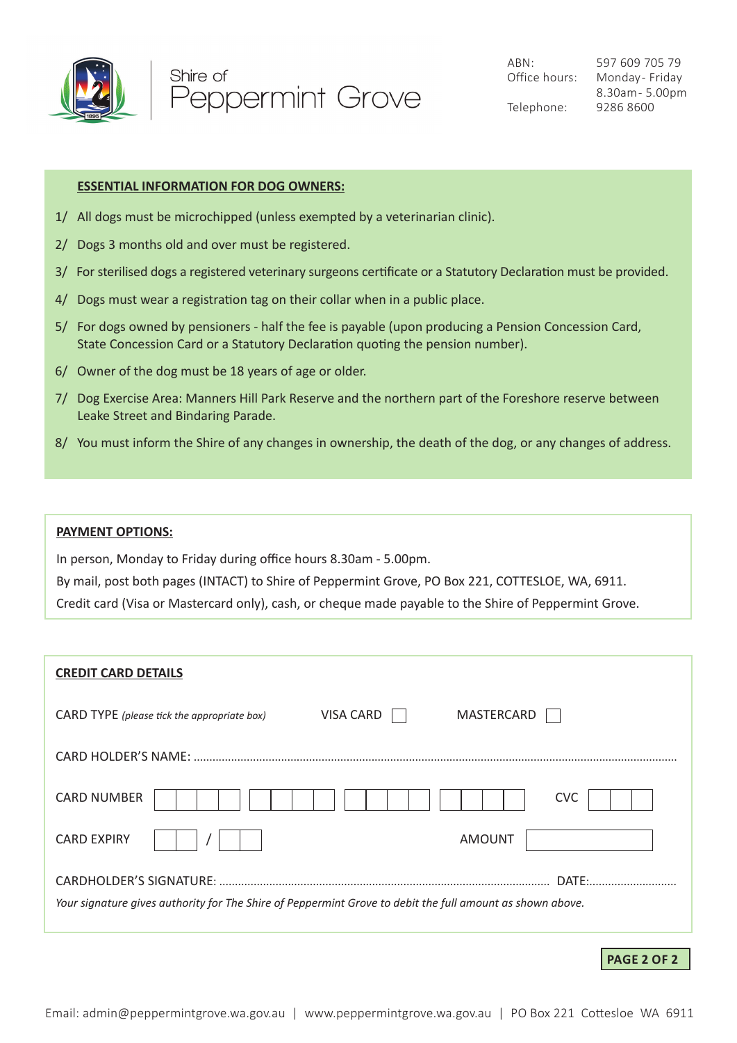Shire of
# Peppermint Grove

ABN: 597 609 705 79
Office hours: Monday - Friday 8.30am - 5.00pm
Telephone: 9286 8600

**ESSENTIAL INFORMATION FOR DOG OWNERS:**

1/ All dogs must be microchipped (unless exempted by a veterinarian clinic).

2/ Dogs 3 months old and over must be registered.

3/ For sterilised dogs a registered veterinary surgeons certificate or a Statutory Declaration must be provided.

4/ Dogs must wear a registration tag on their collar when in a public place.

5/ For dogs owned by pensioners - half the fee is payable (upon producing a Pension Concession Card, State Concession Card or a Statutory Declaration quoting the pension number).

6/ Owner of the dog must be 18 years of age or older.

7/ Dog Exercise Area: Manners Hill Park Reserve and the northern part of the Foreshore reserve between Leake Street and Bindaring Parade.

8/ You must inform the Shire of any changes in ownership, the death of the dog, or any changes of address.

**PAYMENT OPTIONS:**

In person, Monday to Friday during office hours 8.30am - 5.00pm.

By mail, post both pages (INTACT) to Shire of Peppermint Grove, PO Box 221, COTTESLOE, WA, 6911.

Credit card (Visa or Mastercard only), cash, or cheque made payable to the Shire of Peppermint Grove.

**CREDIT CARD DETAILS**

CARD TYPE *(please tick the appropriate box)* VISA CARD ☐ MASTERCARD ☐

CARD HOLDER'S NAME: ..............................................................................

CARD NUMBER ☐☐☐☐ ☐☐☐☐ ☐☐☐☐ ☐☐☐☐ CVC ☐☐☐

CARD EXPIRY ☐☐ / ☐☐ AMOUNT ☐

CARDHOLDER'S SIGNATURE: .............................................................. DATE:...........................

*Your signature gives authority for The Shire of Peppermint Grove to debit the full amount as shown above.*

Email: admin@peppermintgrove.wa.gov.au | www.peppermintgrove.wa.gov.au | PO Box 221 Cottesloe WA 6911